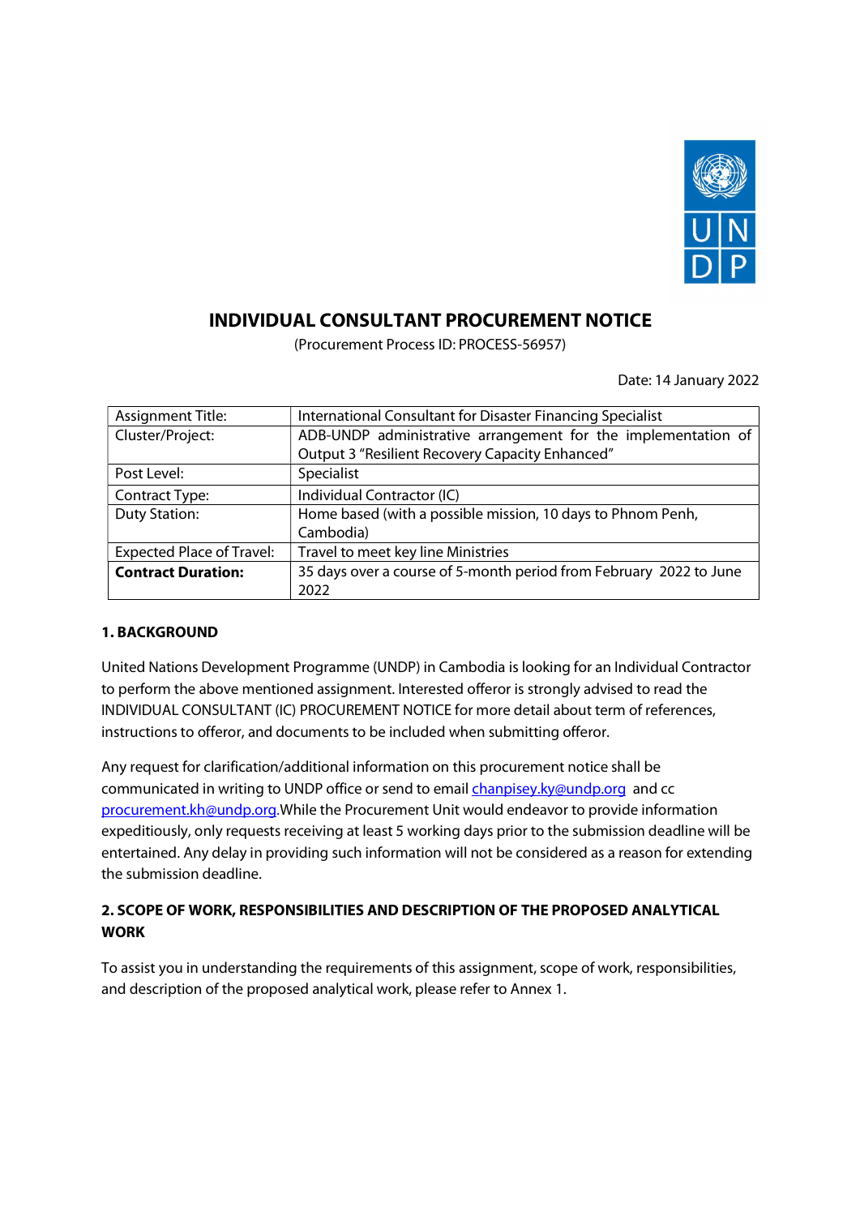# INDIVIDUAL CONSULTANT PROCUREMENT NOTICE

(Procurement Process ID: PROCESS-56957)

Date: 14 January 2022

| Assignment Title: | International Consultant for Disaster Financing Specialist |
|---|---|
| Cluster/Project: | ADB-UNDP administrative arrangement for the implementation of Output 3 "Resilient Recovery Capacity Enhanced" |
| Post Level: | Specialist |
| Contract Type: | Individual Contractor (IC) |
| Duty Station: | Home based (with a possible mission, 10 days to Phnom Penh, Cambodia) |
| Expected Place of Travel: | Travel to meet key line Ministries |
| **Contract Duration:** | 35 days over a course of 5-month period from February 2022 to June 2022 |

## 1. BACKGROUND

United Nations Development Programme (UNDP) in Cambodia is looking for an Individual Contractor to perform the above mentioned assignment. Interested offeror is strongly advised to read the INDIVIDUAL CONSULTANT (IC) PROCUREMENT NOTICE for more detail about term of references, instructions to offeror, and documents to be included when submitting offeror.

Any request for clarification/additional information on this procurement notice shall be communicated in writing to UNDP office or send to email chanpisey.ky@undp.org and cc procurement.kh@undp.org.While the Procurement Unit would endeavor to provide information expeditiously, only requests receiving at least 5 working days prior to the submission deadline will be entertained. Any delay in providing such information will not be considered as a reason for extending the submission deadline.

## 2. SCOPE OF WORK, RESPONSIBILITIES AND DESCRIPTION OF THE PROPOSED ANALYTICAL WORK

To assist you in understanding the requirements of this assignment, scope of work, responsibilities, and description of the proposed analytical work, please refer to Annex 1.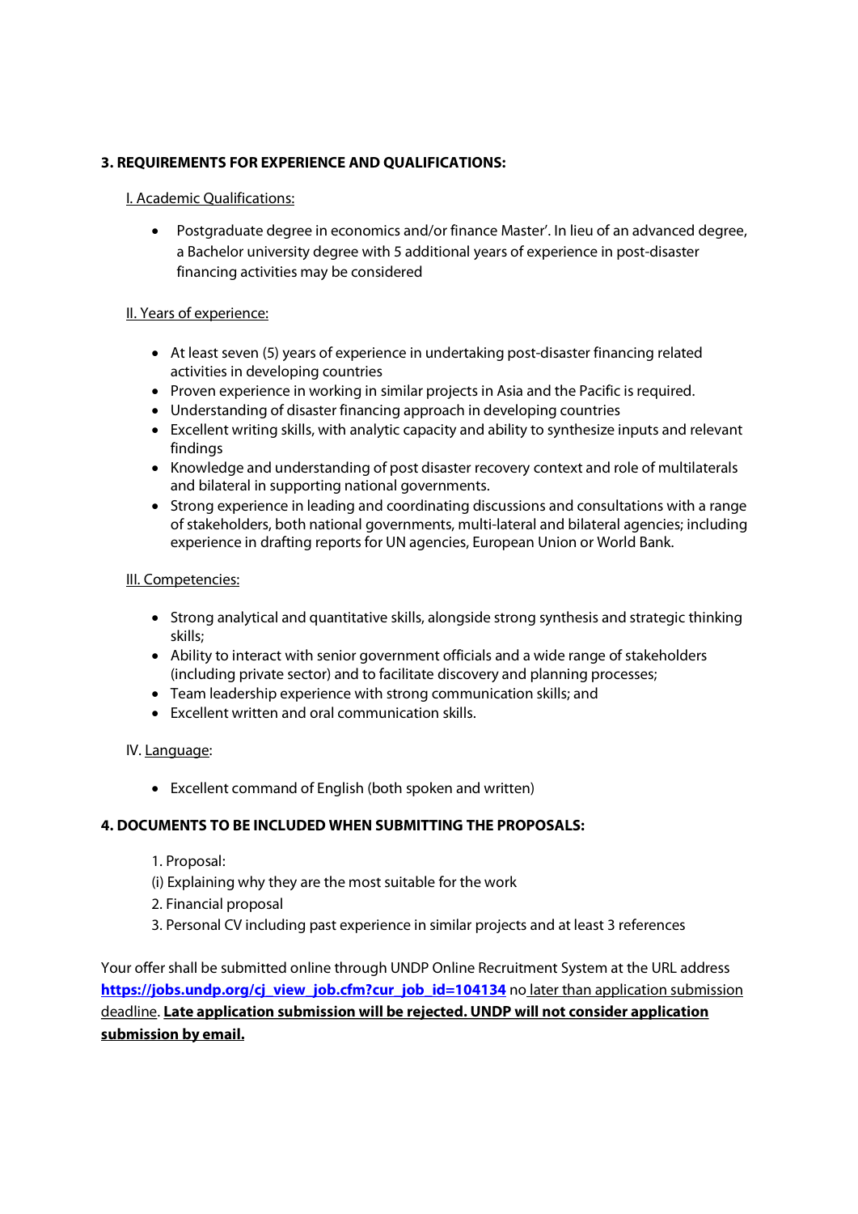**3. REQUIREMENTS FOR EXPERIENCE AND QUALIFICATIONS:**

I. Academic Qualifications:

- Postgraduate degree in economics and/or finance Master'. In lieu of an advanced degree, a Bachelor university degree with 5 additional years of experience in post-disaster financing activities may be considered

II. Years of experience:

- At least seven (5) years of experience in undertaking post-disaster financing related activities in developing countries
- Proven experience in working in similar projects in Asia and the Pacific is required.
- Understanding of disaster financing approach in developing countries
- Excellent writing skills, with analytic capacity and ability to synthesize inputs and relevant findings
- Knowledge and understanding of post disaster recovery context and role of multilaterals and bilateral in supporting national governments.
- Strong experience in leading and coordinating discussions and consultations with a range of stakeholders, both national governments, multi-lateral and bilateral agencies; including experience in drafting reports for UN agencies, European Union or World Bank.

III. Competencies:

- Strong analytical and quantitative skills, alongside strong synthesis and strategic thinking skills;
- Ability to interact with senior government officials and a wide range of stakeholders (including private sector) and to facilitate discovery and planning processes;
- Team leadership experience with strong communication skills; and
- Excellent written and oral communication skills.

IV. Language:

- Excellent command of English (both spoken and written)

**4. DOCUMENTS TO BE INCLUDED WHEN SUBMITTING THE PROPOSALS:**

1. Proposal:
(i) Explaining why they are the most suitable for the work
2. Financial proposal
3. Personal CV including past experience in similar projects and at least 3 references

Your offer shall be submitted online through UNDP Online Recruitment System at the URL address **https://jobs.undp.org/cj_view_job.cfm?cur_job_id=104134** no later than application submission deadline. **Late application submission will be rejected. UNDP will not consider application submission by email.**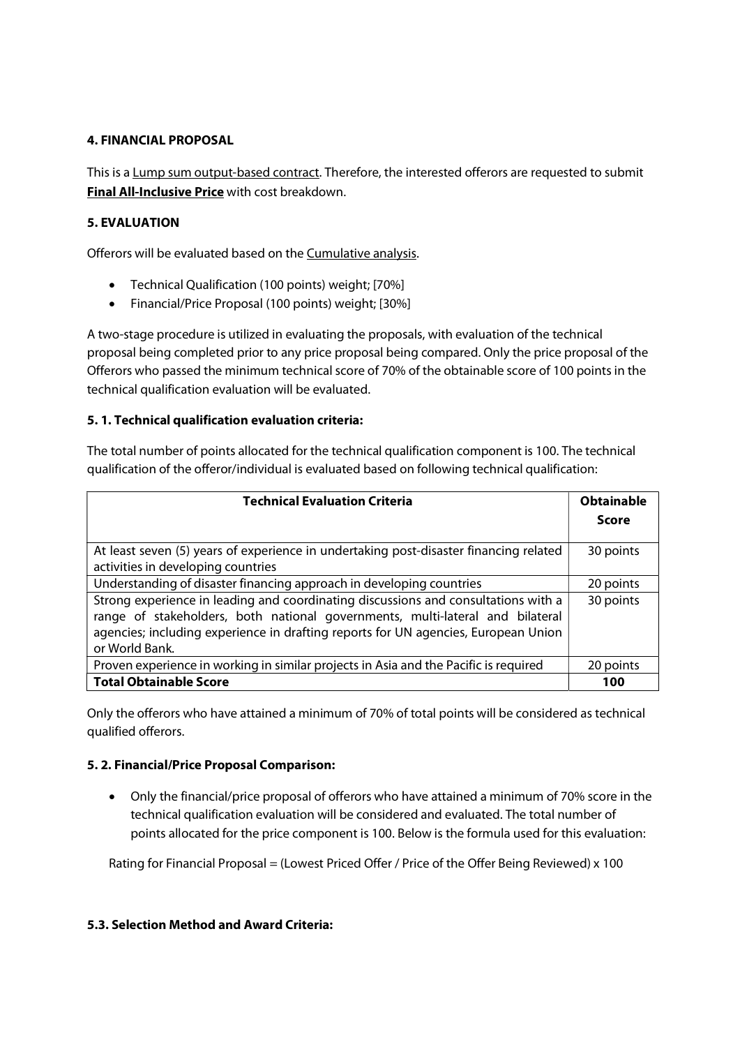## 4. FINANCIAL PROPOSAL

This is a Lump sum output-based contract. Therefore, the interested offerors are requested to submit **Final All-Inclusive Price** with cost breakdown.

## 5. EVALUATION

Offerors will be evaluated based on the Cumulative analysis.

- Technical Qualification (100 points) weight; [70%]
- Financial/Price Proposal (100 points) weight; [30%]

A two-stage procedure is utilized in evaluating the proposals, with evaluation of the technical proposal being completed prior to any price proposal being compared. Only the price proposal of the Offerors who passed the minimum technical score of 70% of the obtainable score of 100 points in the technical qualification evaluation will be evaluated.

### 5. 1. Technical qualification evaluation criteria:

The total number of points allocated for the technical qualification component is 100. The technical qualification of the offeror/individual is evaluated based on following technical qualification:

| Technical Evaluation Criteria | Obtainable Score |
|---|---|
| At least seven (5) years of experience in undertaking post-disaster financing related activities in developing countries | 30 points |
| Understanding of disaster financing approach in developing countries | 20 points |
| Strong experience in leading and coordinating discussions and consultations with a range of stakeholders, both national governments, multi-lateral and bilateral agencies; including experience in drafting reports for UN agencies, European Union or World Bank. | 30 points |
| Proven experience in working in similar projects in Asia and the Pacific is required | 20 points |
| **Total Obtainable Score** | **100** |

Only the offerors who have attained a minimum of 70% of total points will be considered as technical qualified offerors.

### 5. 2. Financial/Price Proposal Comparison:

- Only the financial/price proposal of offerors who have attained a minimum of 70% score in the technical qualification evaluation will be considered and evaluated. The total number of points allocated for the price component is 100. Below is the formula used for this evaluation:

Rating for Financial Proposal = (Lowest Priced Offer / Price of the Offer Being Reviewed) x 100

### 5.3. Selection Method and Award Criteria: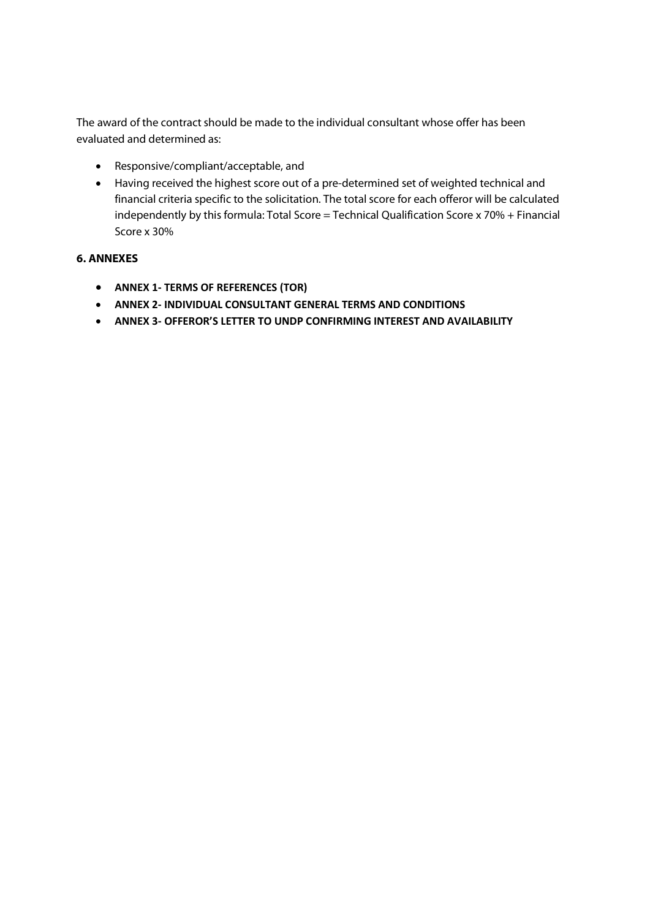The award of the contract should be made to the individual consultant whose offer has been evaluated and determined as:

- Responsive/compliant/acceptable, and
- Having received the highest score out of a pre-determined set of weighted technical and financial criteria specific to the solicitation. The total score for each offeror will be calculated independently by this formula: Total Score = Technical Qualification Score x 70% + Financial Score x 30%

### 6. ANNEXES

- **ANNEX 1- TERMS OF REFERENCES (TOR)**
- **ANNEX 2- INDIVIDUAL CONSULTANT GENERAL TERMS AND CONDITIONS**
- **ANNEX 3- OFFEROR'S LETTER TO UNDP CONFIRMING INTEREST AND AVAILABILITY**